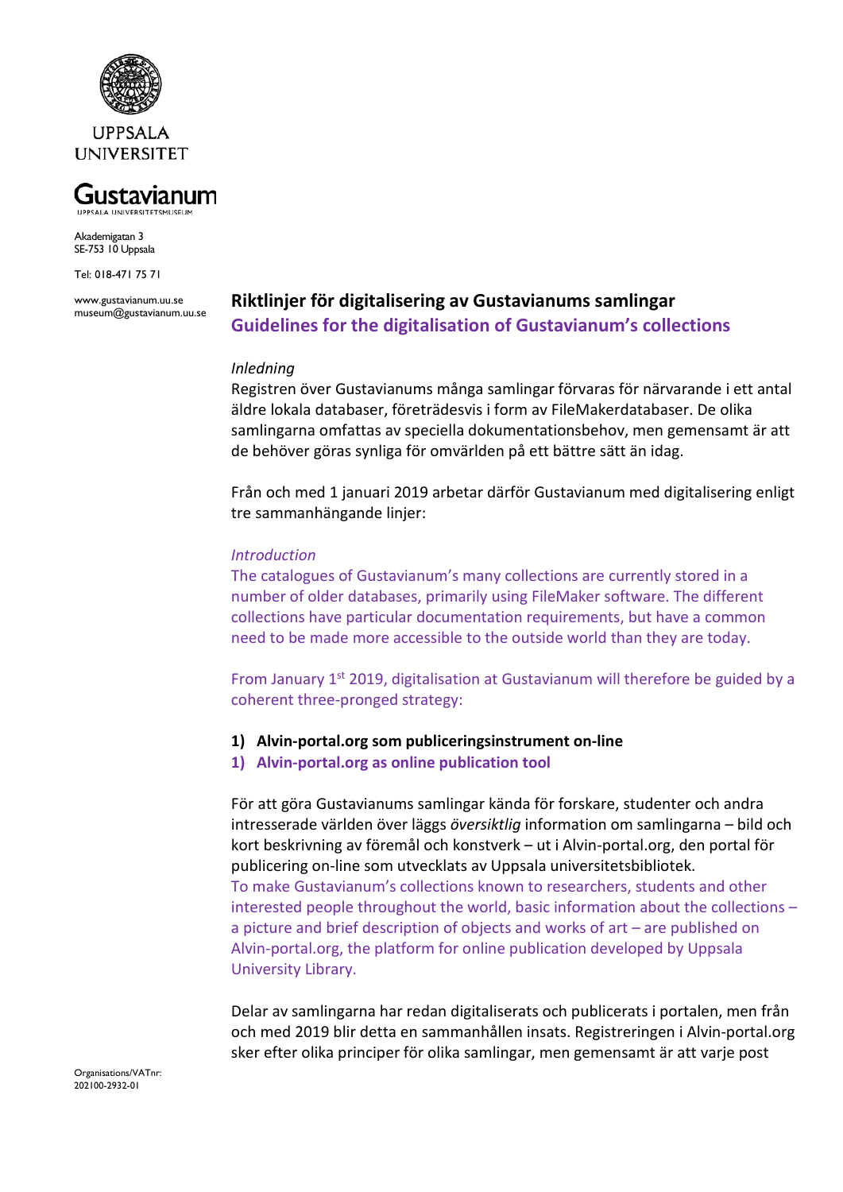UPPSALA UNIVERSITET

Gustavianum
UPPSALA UNIVERSITETSMUSEUM

Akademigatan 3
SE-753 10 Uppsala

Tel: 018-471 75 71

www.gustavianum.uu.se
museum@gustavianum.uu.se

# Riktlinjer för digitalisering av Gustavianums samlingar

# Guidelines for the digitalisation of Gustavianum's collections

*Inledning*

Registren över Gustavianums många samlingar förvaras för närvarande i ett antal äldre lokala databaser, företrädesvis i form av FileMakerdatabaser. De olika samlingarna omfattas av speciella dokumentationsbehov, men gemensamt är att de behöver göras synliga för omvärlden på ett bättre sätt än idag.

Från och med 1 januari 2019 arbetar därför Gustavianum med digitalisering enligt tre sammanhängande linjer:

*Introduction*

The catalogues of Gustavianum's many collections are currently stored in a number of older databases, primarily using FileMaker software. The different collections have particular documentation requirements, but have a common need to be made more accessible to the outside world than they are today.

From January 1st 2019, digitalisation at Gustavianum will therefore be guided by a coherent three-pronged strategy:

## 1) Alvin-portal.org som publiceringsinstrument on-line

## 1) Alvin-portal.org as online publication tool

För att göra Gustavianums samlingar kända för forskare, studenter och andra intresserade världen över läggs *översiktlig* information om samlingarna – bild och kort beskrivning av föremål och konstverk – ut i Alvin-portal.org, den portal för publicering on-line som utvecklats av Uppsala universitetsbibliotek.
To make Gustavianum's collections known to researchers, students and other interested people throughout the world, basic information about the collections – a picture and brief description of objects and works of art – are published on Alvin-portal.org, the platform for online publication developed by Uppsala University Library.

Delar av samlingarna har redan digitaliserats och publicerats i portalen, men från och med 2019 blir detta en sammanhållen insats. Registreringen i Alvin-portal.org sker efter olika principer för olika samlingar, men gemensamt är att varje post

Organisations/VATnr:
202100-2932-01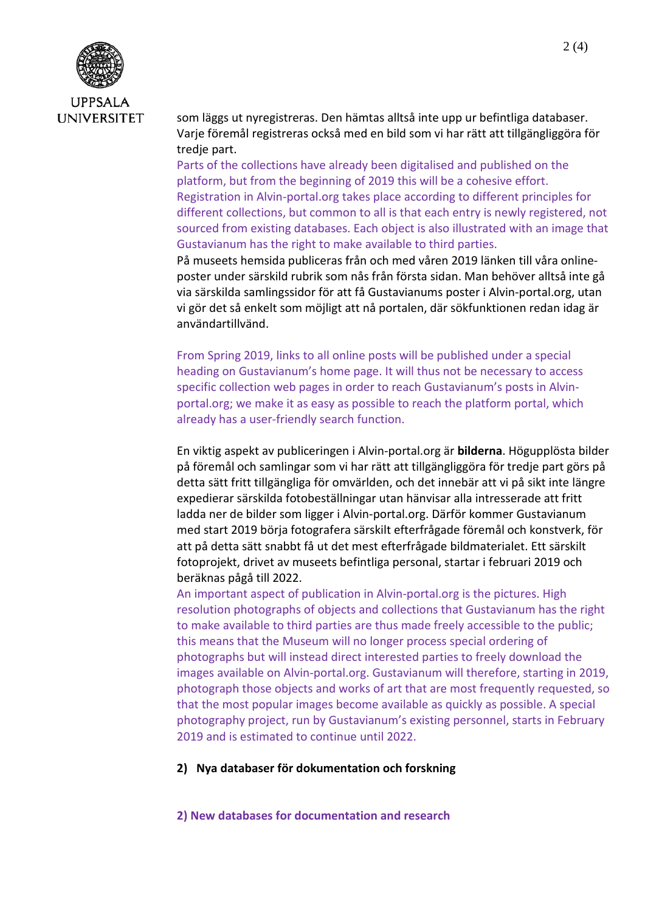som läggs ut nyregistreras. Den hämtas alltså inte upp ur befintliga databaser. Varje föremål registreras också med en bild som vi har rätt att tillgängliggöra för tredje part.
Parts of the collections have already been digitalised and published on the platform, but from the beginning of 2019 this will be a cohesive effort. Registration in Alvin-portal.org takes place according to different principles for different collections, but common to all is that each entry is newly registered, not sourced from existing databases. Each object is also illustrated with an image that Gustavianum has the right to make available to third parties.
På museets hemsida publiceras från och med våren 2019 länken till våra online-poster under särskild rubrik som nås från första sidan. Man behöver alltså inte gå via särskilda samlingssidor för att få Gustavianums poster i Alvin-portal.org, utan vi gör det så enkelt som möjligt att nå portalen, där sökfunktionen redan idag är användartillvänd.

From Spring 2019, links to all online posts will be published under a special heading on Gustavianum's home page. It will thus not be necessary to access specific collection web pages in order to reach Gustavianum's posts in Alvin-portal.org; we make it as easy as possible to reach the platform portal, which already has a user-friendly search function.

En viktig aspekt av publiceringen i Alvin-portal.org är **bilderna**. Högupplösta bilder på föremål och samlingar som vi har rätt att tillgängliggöra för tredje part görs på detta sätt fritt tillgängliga för omvärlden, och det innebär att vi på sikt inte längre expedierar särskilda fotobeställningar utan hänvisar alla intresserade att fritt ladda ner de bilder som ligger i Alvin-portal.org. Därför kommer Gustavianum med start 2019 börja fotografera särskilt efterfrågade föremål och konstverk, för att på detta sätt snabbt få ut det mest efterfrågade bildmaterialet. Ett särskilt fotoprojekt, drivet av museets befintliga personal, startar i februari 2019 och beräknas pågå till 2022.
An important aspect of publication in Alvin-portal.org is the pictures. High resolution photographs of objects and collections that Gustavianum has the right to make available to third parties are thus made freely accessible to the public; this means that the Museum will no longer process special ordering of photographs but will instead direct interested parties to freely download the images available on Alvin-portal.org. Gustavianum will therefore, starting in 2019, photograph those objects and works of art that are most frequently requested, so that the most popular images become available as quickly as possible. A special photography project, run by Gustavianum's existing personnel, starts in February 2019 and is estimated to continue until 2022.

## 2) Nya databaser för dokumentation och forskning

## 2) New databases for documentation and research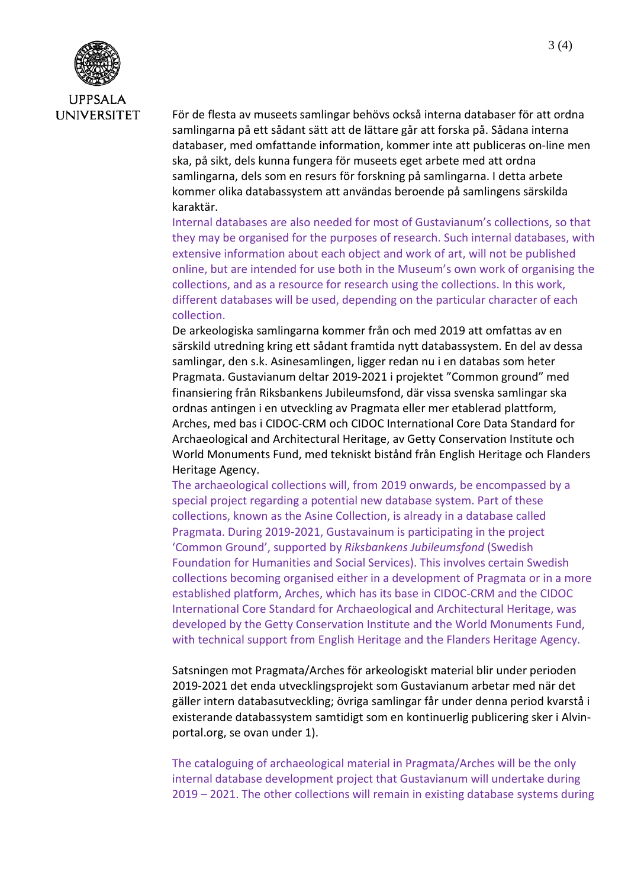För de flesta av museets samlingar behövs också interna databaser för att ordna samlingarna på ett sådant sätt att de lättare går att forska på. Sådana interna databaser, med omfattande information, kommer inte att publiceras on-line men ska, på sikt, dels kunna fungera för museets eget arbete med att ordna samlingarna, dels som en resurs för forskning på samlingarna. I detta arbete kommer olika databassystem att användas beroende på samlingens särskilda karaktär.

Internal databases are also needed for most of Gustavianum's collections, so that they may be organised for the purposes of research. Such internal databases, with extensive information about each object and work of art, will not be published online, but are intended for use both in the Museum's own work of organising the collections, and as a resource for research using the collections. In this work, different databases will be used, depending on the particular character of each collection.

De arkeologiska samlingarna kommer från och med 2019 att omfattas av en särskild utredning kring ett sådant framtida nytt databassystem. En del av dessa samlingar, den s.k. Asinesamlingen, ligger redan nu i en databas som heter Pragmata. Gustavianum deltar 2019-2021 i projektet "Common ground" med finansiering från Riksbankens Jubileumsfond, där vissa svenska samlingar ska ordnas antingen i en utveckling av Pragmata eller mer etablerad plattform, Arches, med bas i CIDOC-CRM och CIDOC International Core Data Standard for Archaeological and Architectural Heritage, av Getty Conservation Institute och World Monuments Fund, med tekniskt bistånd från English Heritage och Flanders Heritage Agency.

The archaeological collections will, from 2019 onwards, be encompassed by a special project regarding a potential new database system. Part of these collections, known as the Asine Collection, is already in a database called Pragmata. During 2019-2021, Gustavainum is participating in the project 'Common Ground', supported by *Riksbankens Jubileumsfond* (Swedish Foundation for Humanities and Social Services). This involves certain Swedish collections becoming organised either in a development of Pragmata or in a more established platform, Arches, which has its base in CIDOC-CRM and the CIDOC International Core Standard for Archaeological and Architectural Heritage, was developed by the Getty Conservation Institute and the World Monuments Fund, with technical support from English Heritage and the Flanders Heritage Agency.

Satsningen mot Pragmata/Arches för arkeologiskt material blir under perioden 2019-2021 det enda utvecklingsprojekt som Gustavianum arbetar med när det gäller intern databasutveckling; övriga samlingar får under denna period kvarstå i existerande databassystem samtidigt som en kontinuerlig publicering sker i Alvin-portal.org, se ovan under 1).

The cataloguing of archaeological material in Pragmata/Arches will be the only internal database development project that Gustavianum will undertake during 2019 – 2021. The other collections will remain in existing database systems during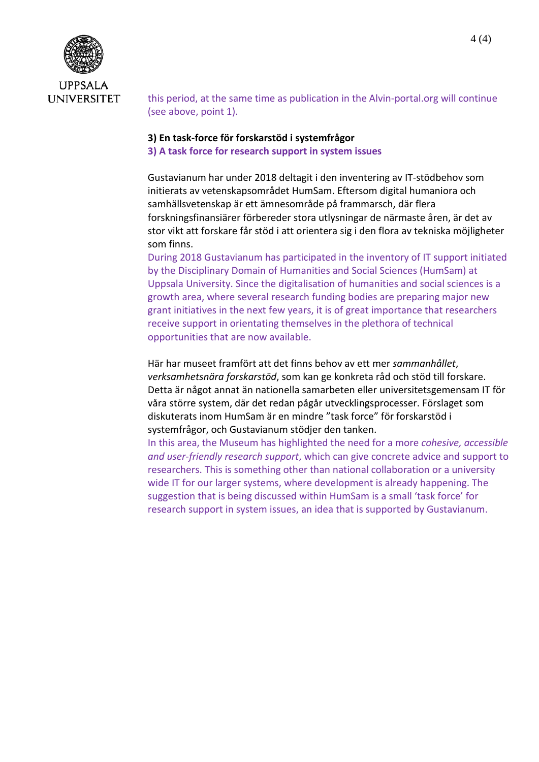this period, at the same time as publication in the Alvin-portal.org will continue (see above, point 1).

**3) En task-force för forskarstöd i systemfrågor**

**3) A task force for research support in system issues**

Gustavianum har under 2018 deltagit i den inventering av IT-stödbehov som initierats av vetenskapsområdet HumSam. Eftersom digital humaniora och samhällsvetenskap är ett ämnesområde på frammarsch, där flera forskningsfinansiärer förbereder stora utlysningar de närmaste åren, är det av stor vikt att forskare får stöd i att orientera sig i den flora av tekniska möjligheter som finns.

During 2018 Gustavianum has participated in the inventory of IT support initiated by the Disciplinary Domain of Humanities and Social Sciences (HumSam) at Uppsala University. Since the digitalisation of humanities and social sciences is a growth area, where several research funding bodies are preparing major new grant initiatives in the next few years, it is of great importance that researchers receive support in orientating themselves in the plethora of technical opportunities that are now available.

Här har museet framfört att det finns behov av ett mer *sammanhållet*, *verksamhetsnära forskarstöd*, som kan ge konkreta råd och stöd till forskare. Detta är något annat än nationella samarbeten eller universitetsgemensam IT för våra större system, där det redan pågår utvecklingsprocesser. Förslaget som diskuterats inom HumSam är en mindre ”task force” för forskarstöd i systemfrågor, och Gustavianum stödjer den tanken.

In this area, the Museum has highlighted the need for a more *cohesive, accessible and user-friendly research support*, which can give concrete advice and support to researchers. This is something other than national collaboration or a university wide IT for our larger systems, where development is already happening. The suggestion that is being discussed within HumSam is a small ‘task force’ for research support in system issues, an idea that is supported by Gustavianum.